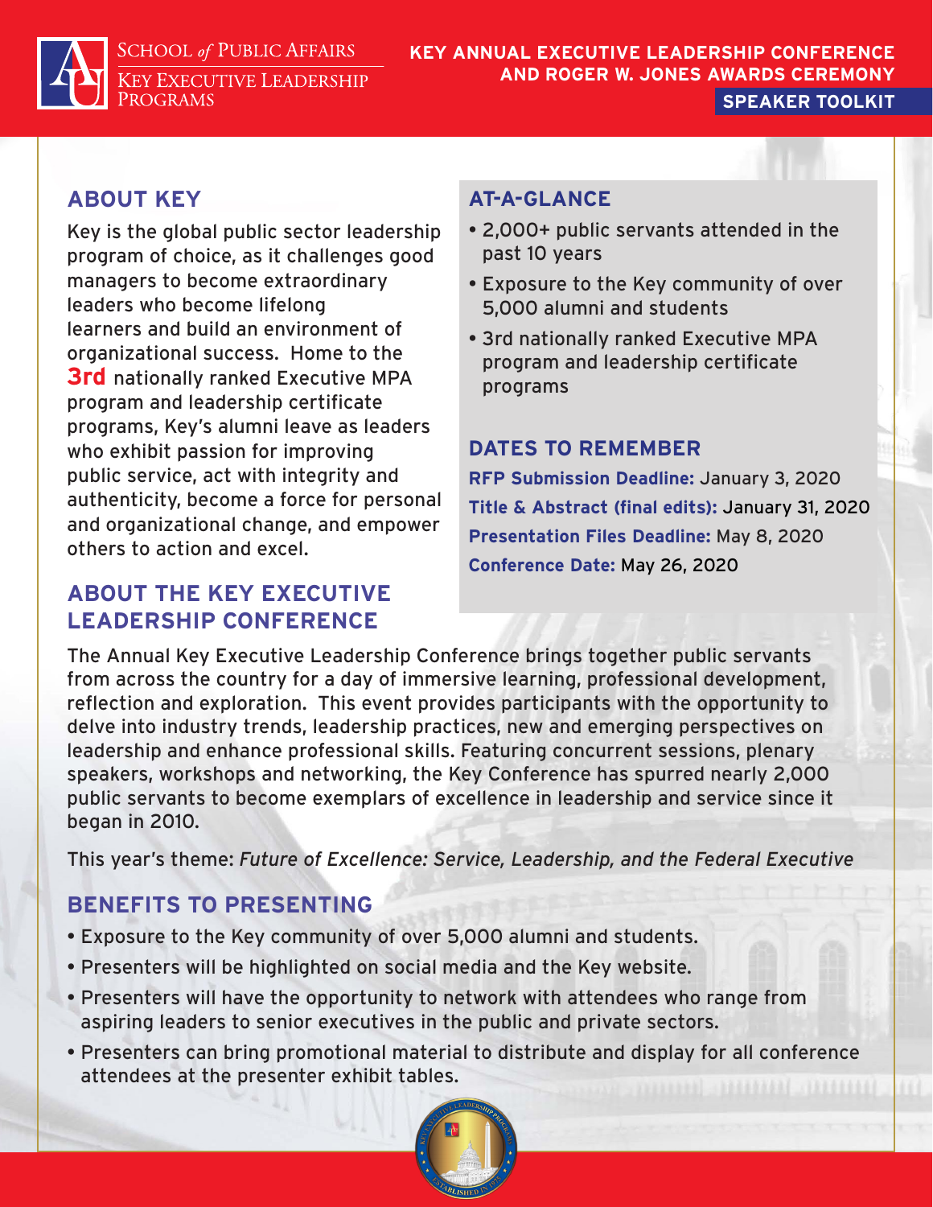SCHOOL *of* PUBLIC AFFAIRS
KEY EXECUTIVE LEADERSHIP PROGRAMS

**KEY ANNUAL EXECUTIVE LEADERSHIP CONFERENCE AND ROGER W. JONES AWARDS CEREMONY**

**SPEAKER TOOLKIT**

## ABOUT KEY

Key is the global public sector leadership program of choice, as it challenges good managers to become extraordinary leaders who become lifelong learners and build an environment of organizational success. Home to the **3rd** nationally ranked Executive MPA program and leadership certificate programs, Key's alumni leave as leaders who exhibit passion for improving public service, act with integrity and authenticity, become a force for personal and organizational change, and empower others to action and excel.

## ABOUT THE KEY EXECUTIVE LEADERSHIP CONFERENCE

The Annual Key Executive Leadership Conference brings together public servants from across the country for a day of immersive learning, professional development, reflection and exploration. This event provides participants with the opportunity to delve into industry trends, leadership practices, new and emerging perspectives on leadership and enhance professional skills. Featuring concurrent sessions, plenary speakers, workshops and networking, the Key Conference has spurred nearly 2,000 public servants to become exemplars of excellence in leadership and service since it began in 2010.

This year's theme: *Future of Excellence: Service, Leadership, and the Federal Executive*

## AT-A-GLANCE

- 2,000+ public servants attended in the past 10 years
- Exposure to the Key community of over 5,000 alumni and students
- 3rd nationally ranked Executive MPA program and leadership certificate programs

## DATES TO REMEMBER

**RFP Submission Deadline:** January 3, 2020
**Title & Abstract (final edits):** January 31, 2020
**Presentation Files Deadline:** May 8, 2020
**Conference Date:** May 26, 2020

## BENEFITS TO PRESENTING

- Exposure to the Key community of over 5,000 alumni and students.
- Presenters will be highlighted on social media and the Key website.
- Presenters will have the opportunity to network with attendees who range from aspiring leaders to senior executives in the public and private sectors.
- Presenters can bring promotional material to distribute and display for all conference attendees at the presenter exhibit tables.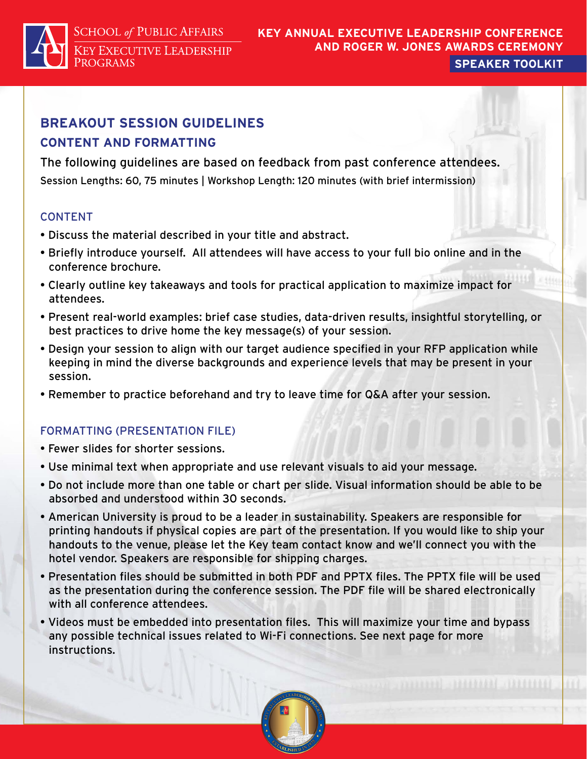## BREAKOUT SESSION GUIDELINES

### CONTENT AND FORMATTING

The following guidelines are based on feedback from past conference attendees.

Session Lengths: 60, 75 minutes | Workshop Length: 120 minutes (with brief intermission)

#### CONTENT

- Discuss the material described in your title and abstract.
- Briefly introduce yourself. All attendees will have access to your full bio online and in the conference brochure.
- Clearly outline key takeaways and tools for practical application to maximize impact for attendees.
- Present real-world examples: brief case studies, data-driven results, insightful storytelling, or best practices to drive home the key message(s) of your session.
- Design your session to align with our target audience specified in your RFP application while keeping in mind the diverse backgrounds and experience levels that may be present in your session.
- Remember to practice beforehand and try to leave time for Q&A after your session.

#### FORMATTING (PRESENTATION FILE)

- Fewer slides for shorter sessions.
- Use minimal text when appropriate and use relevant visuals to aid your message.
- Do not include more than one table or chart per slide. Visual information should be able to be absorbed and understood within 30 seconds.
- American University is proud to be a leader in sustainability. Speakers are responsible for printing handouts if physical copies are part of the presentation. If you would like to ship your handouts to the venue, please let the Key team contact know and we'll connect you with the hotel vendor. Speakers are responsible for shipping charges.
- Presentation files should be submitted in both PDF and PPTX files. The PPTX file will be used as the presentation during the conference session. The PDF file will be shared electronically with all conference attendees.
- Videos must be embedded into presentation files. This will maximize your time and bypass any possible technical issues related to Wi-Fi connections. See next page for more instructions.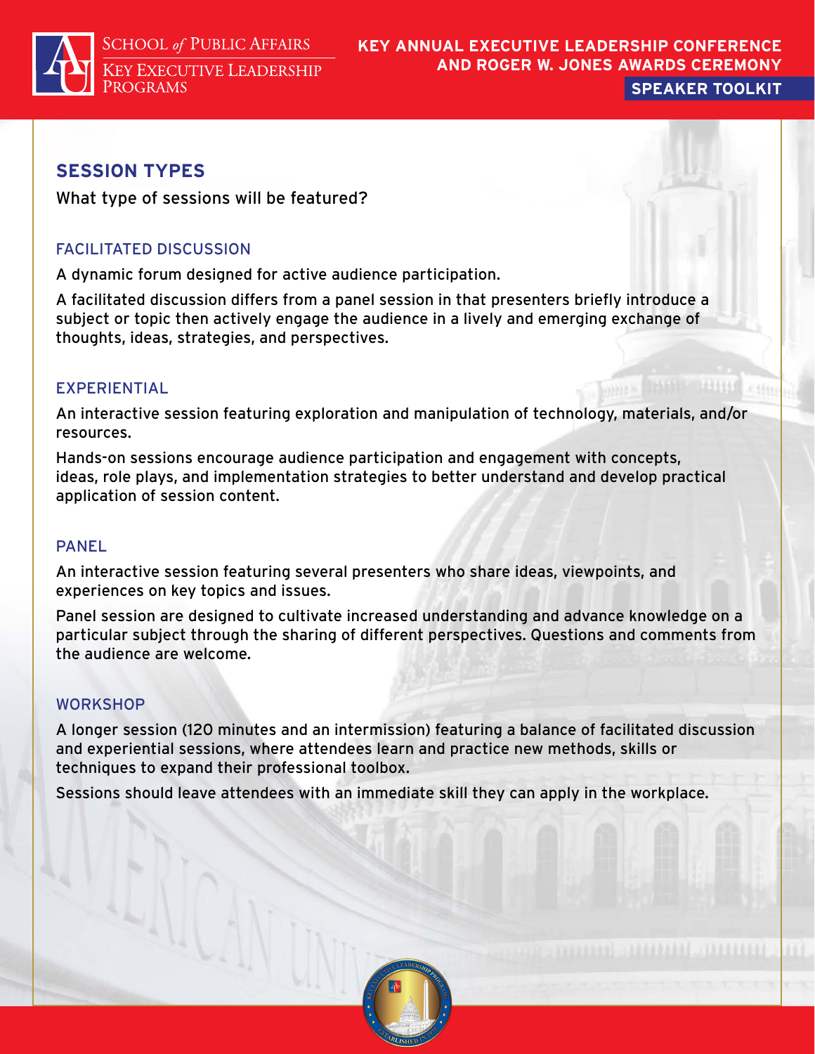## SESSION TYPES

What type of sessions will be featured?

### FACILITATED DISCUSSION

A dynamic forum designed for active audience participation.

A facilitated discussion differs from a panel session in that presenters briefly introduce a subject or topic then actively engage the audience in a lively and emerging exchange of thoughts, ideas, strategies, and perspectives.

### EXPERIENTIAL

An interactive session featuring exploration and manipulation of technology, materials, and/or resources.

Hands-on sessions encourage audience participation and engagement with concepts, ideas, role plays, and implementation strategies to better understand and develop practical application of session content.

### PANEL

An interactive session featuring several presenters who share ideas, viewpoints, and experiences on key topics and issues.

Panel session are designed to cultivate increased understanding and advance knowledge on a particular subject through the sharing of different perspectives. Questions and comments from the audience are welcome.

### WORKSHOP

A longer session (120 minutes and an intermission) featuring a balance of facilitated discussion and experiential sessions, where attendees learn and practice new methods, skills or techniques to expand their professional toolbox.

Sessions should leave attendees with an immediate skill they can apply in the workplace.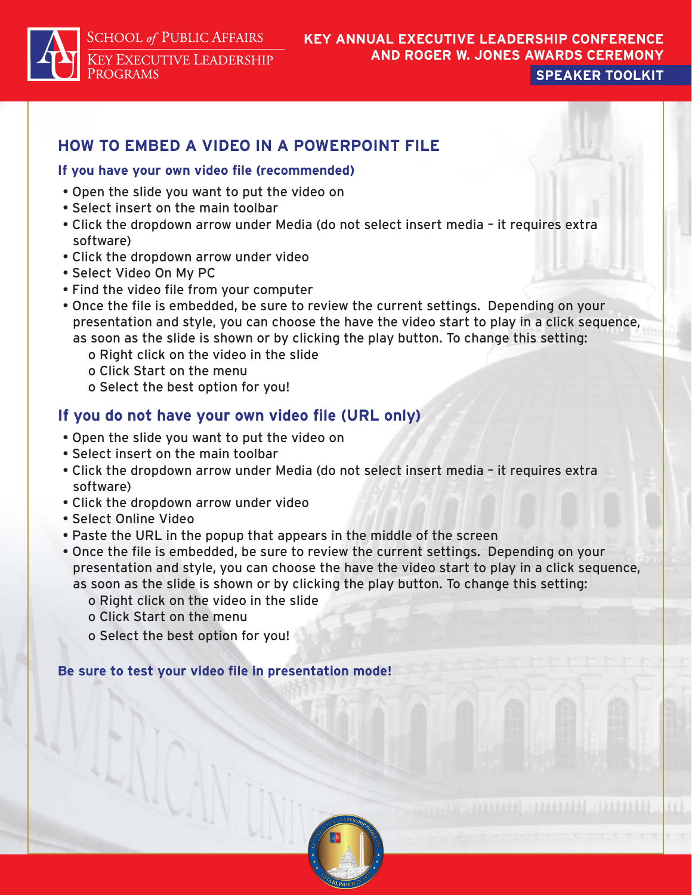## HOW TO EMBED A VIDEO IN A POWERPOINT FILE

### If you have your own video file (recommended)

- Open the slide you want to put the video on
- Select insert on the main toolbar
- Click the dropdown arrow under Media (do not select insert media – it requires extra software)
- Click the dropdown arrow under video
- Select Video On My PC
- Find the video file from your computer
- Once the file is embedded, be sure to review the current settings. Depending on your presentation and style, you can choose the have the video start to play in a click sequence, as soon as the slide is shown or by clicking the play button. To change this setting:
  - Right click on the video in the slide
  - Click Start on the menu
  - Select the best option for you!

### If you do not have your own video file (URL only)

- Open the slide you want to put the video on
- Select insert on the main toolbar
- Click the dropdown arrow under Media (do not select insert media – it requires extra software)
- Click the dropdown arrow under video
- Select Online Video
- Paste the URL in the popup that appears in the middle of the screen
- Once the file is embedded, be sure to review the current settings. Depending on your presentation and style, you can choose the have the video start to play in a click sequence, as soon as the slide is shown or by clicking the play button. To change this setting:
  - Right click on the video in the slide
  - Click Start on the menu
  - Select the best option for you!

**Be sure to test your video file in presentation mode!**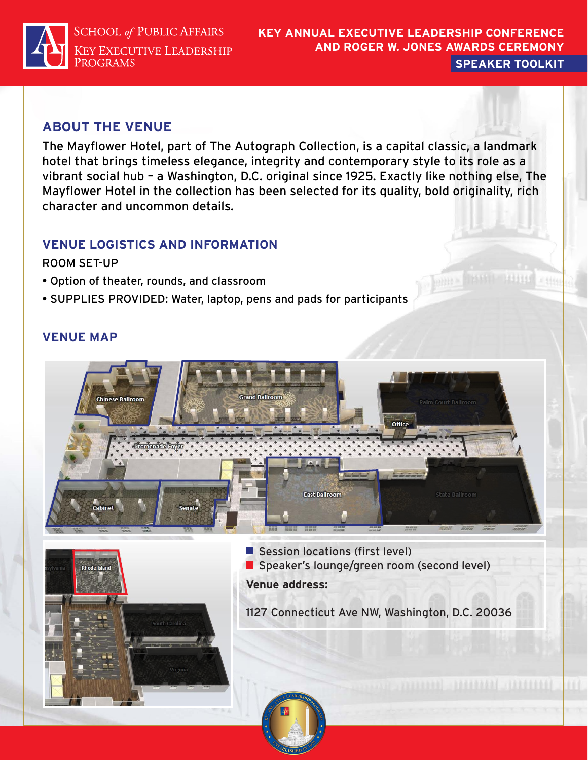## ABOUT THE VENUE

The Mayflower Hotel, part of The Autograph Collection, is a capital classic, a landmark hotel that brings timeless elegance, integrity and contemporary style to its role as a vibrant social hub – a Washington, D.C. original since 1925. Exactly like nothing else, The Mayflower Hotel in the collection has been selected for its quality, bold originality, rich character and uncommon details.

## VENUE LOGISTICS AND INFORMATION

ROOM SET-UP

- Option of theater, rounds, and classroom
- SUPPLIES PROVIDED: Water, laptop, pens and pads for participants

## VENUE MAP

Chinese Ballroom | Grand Ballroom | Palm Court Ballroom | Office | Promenade Foyer | Cabinet | Senate | East Ballroom | State Ballroom

Pennsylvania | Rhode Island | South Carolina | Virginia

- Session locations (first level)
- Speaker's lounge/green room (second level)

**Venue address:**

1127 Connecticut Ave NW, Washington, D.C. 20036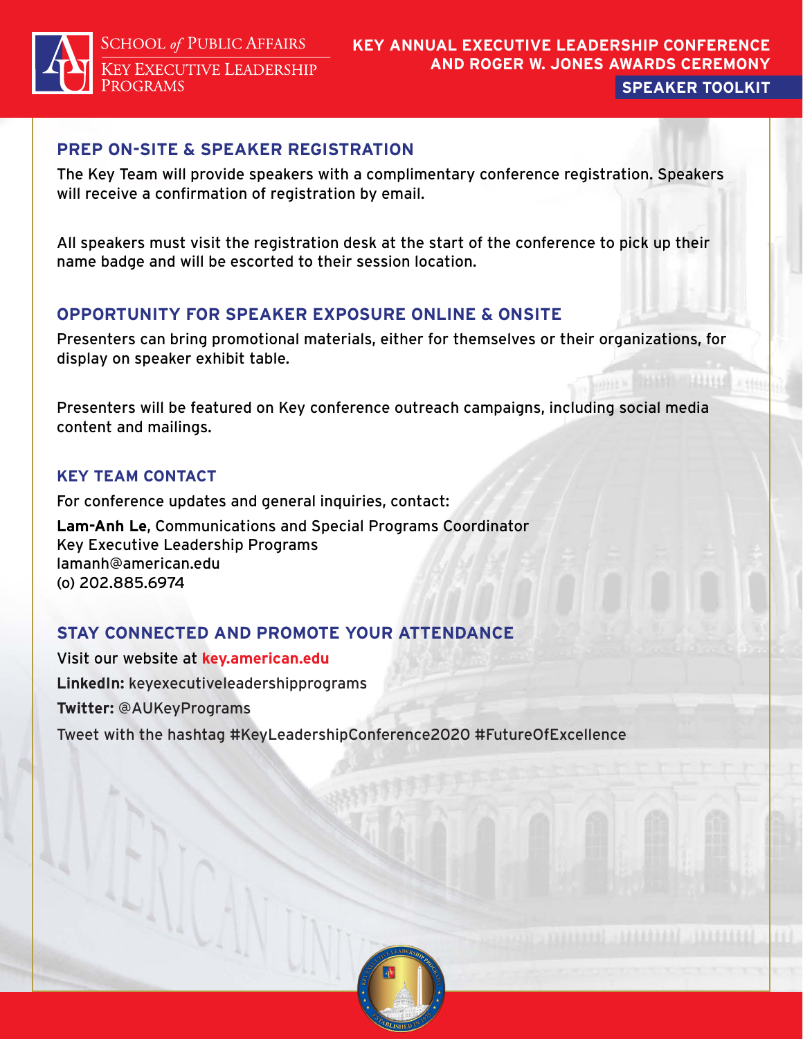## PREP ON-SITE & SPEAKER REGISTRATION

The Key Team will provide speakers with a complimentary conference registration. Speakers will receive a confirmation of registration by email.

All speakers must visit the registration desk at the start of the conference to pick up their name badge and will be escorted to their session location.

## OPPORTUNITY FOR SPEAKER EXPOSURE ONLINE & ONSITE

Presenters can bring promotional materials, either for themselves or their organizations, for display on speaker exhibit table.

Presenters will be featured on Key conference outreach campaigns, including social media content and mailings.

## KEY TEAM CONTACT

For conference updates and general inquiries, contact:

**Lam-Anh Le**, Communications and Special Programs Coordinator
Key Executive Leadership Programs
lamanh@american.edu
(o) 202.885.6974

## STAY CONNECTED AND PROMOTE YOUR ATTENDANCE

Visit our website at **key.american.edu**

**LinkedIn:** keyexecutiveleadershipprograms

**Twitter:** @AUKeyPrograms

Tweet with the hashtag #KeyLeadershipConference2020 #FutureOfExcellence